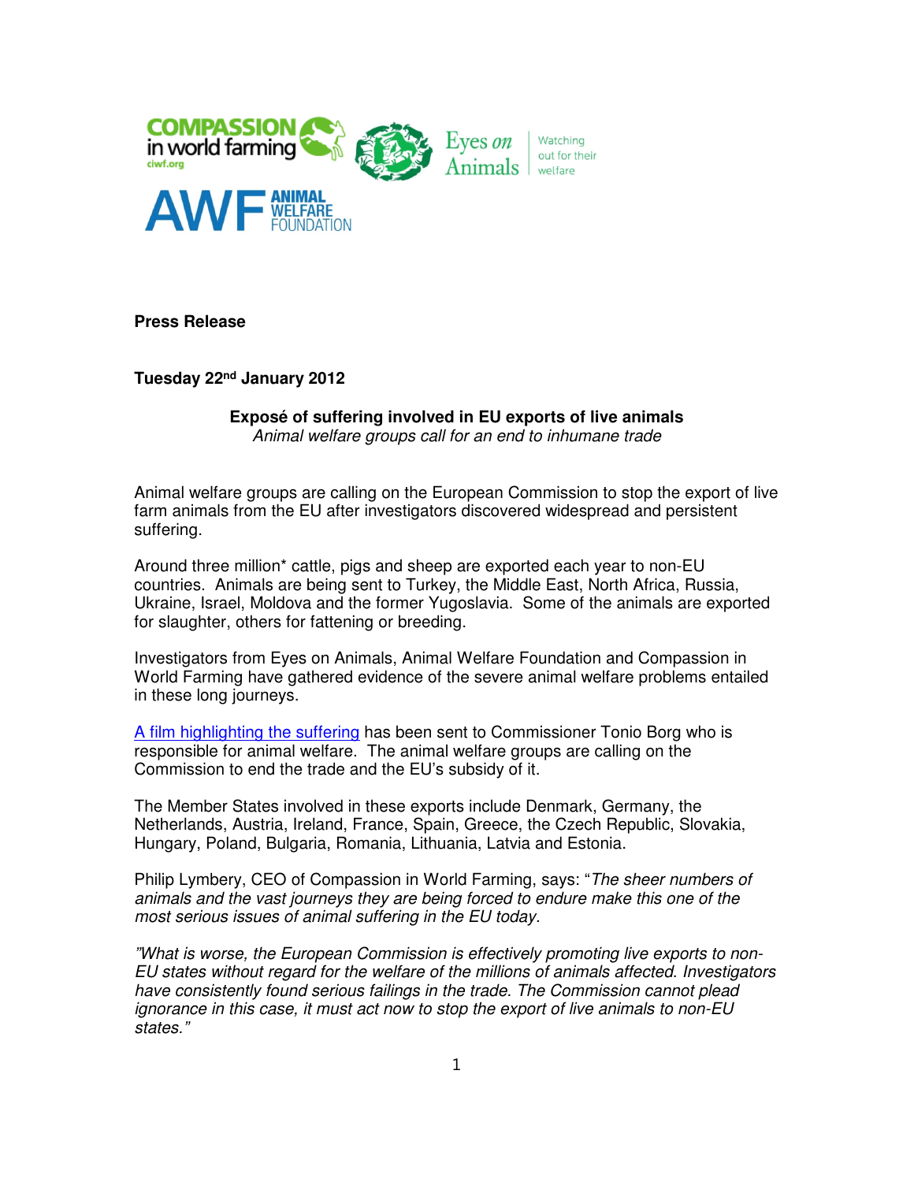**Press Release**

**Tuesday 22nd January 2012**

**Exposé of suffering involved in EU exports of live animals**
*Animal welfare groups call for an end to inhumane trade*

Animal welfare groups are calling on the European Commission to stop the export of live farm animals from the EU after investigators discovered widespread and persistent suffering.

Around three million* cattle, pigs and sheep are exported each year to non-EU countries. Animals are being sent to Turkey, the Middle East, North Africa, Russia, Ukraine, Israel, Moldova and the former Yugoslavia. Some of the animals are exported for slaughter, others for fattening or breeding.

Investigators from Eyes on Animals, Animal Welfare Foundation and Compassion in World Farming have gathered evidence of the severe animal welfare problems entailed in these long journeys.

A film highlighting the suffering has been sent to Commissioner Tonio Borg who is responsible for animal welfare. The animal welfare groups are calling on the Commission to end the trade and the EU's subsidy of it.

The Member States involved in these exports include Denmark, Germany, the Netherlands, Austria, Ireland, France, Spain, Greece, the Czech Republic, Slovakia, Hungary, Poland, Bulgaria, Romania, Lithuania, Latvia and Estonia.

Philip Lymbery, CEO of Compassion in World Farming, says: "*The sheer numbers of animals and the vast journeys they are being forced to endure make this one of the most serious issues of animal suffering in the EU today.*

*"What is worse, the European Commission is effectively promoting live exports to non-EU states without regard for the welfare of the millions of animals affected. Investigators have consistently found serious failings in the trade. The Commission cannot plead ignorance in this case, it must act now to stop the export of live animals to non-EU states."*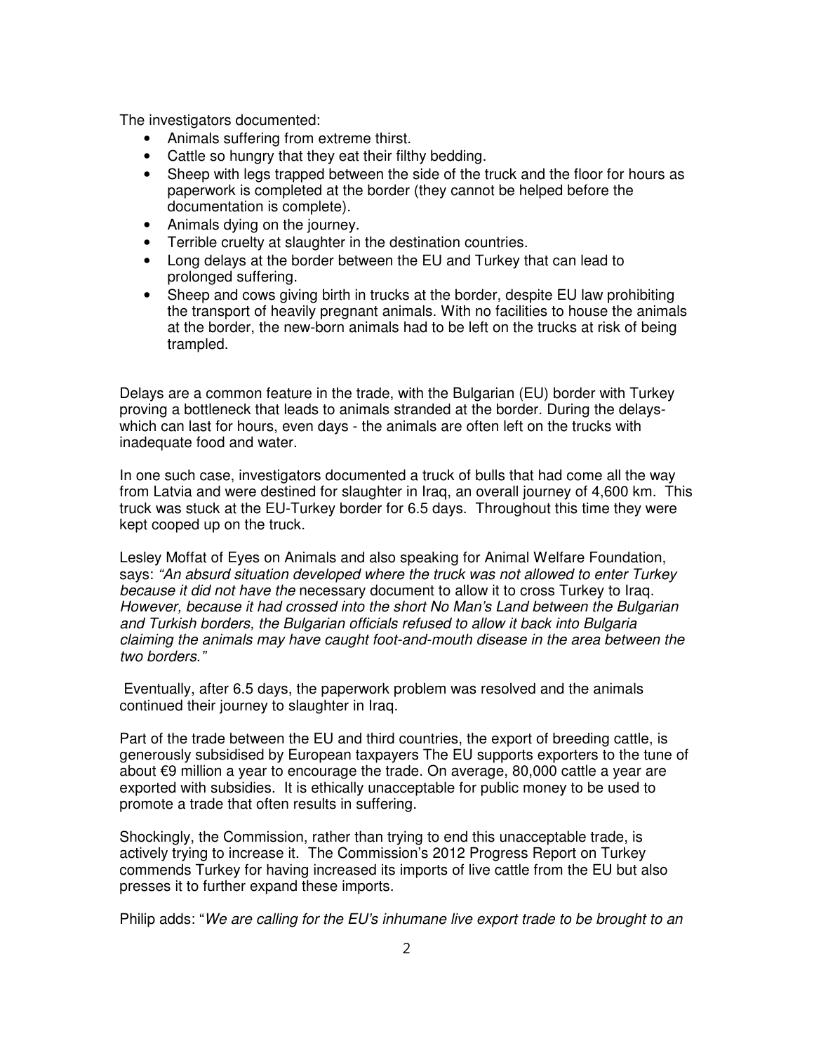The investigators documented:

- Animals suffering from extreme thirst.
- Cattle so hungry that they eat their filthy bedding.
- Sheep with legs trapped between the side of the truck and the floor for hours as paperwork is completed at the border (they cannot be helped before the documentation is complete).
- Animals dying on the journey.
- Terrible cruelty at slaughter in the destination countries.
- Long delays at the border between the EU and Turkey that can lead to prolonged suffering.
- Sheep and cows giving birth in trucks at the border, despite EU law prohibiting the transport of heavily pregnant animals. With no facilities to house the animals at the border, the new-born animals had to be left on the trucks at risk of being trampled.

Delays are a common feature in the trade, with the Bulgarian (EU) border with Turkey proving a bottleneck that leads to animals stranded at the border. During the delays- which can last for hours, even days - the animals are often left on the trucks with inadequate food and water.

In one such case, investigators documented a truck of bulls that had come all the way from Latvia and were destined for slaughter in Iraq, an overall journey of 4,600 km. This truck was stuck at the EU-Turkey border for 6.5 days. Throughout this time they were kept cooped up on the truck.

Lesley Moffat of Eyes on Animals and also speaking for Animal Welfare Foundation, says: *"An absurd situation developed where the truck was not allowed to enter Turkey because it did not have the* necessary document to allow it to cross Turkey to Iraq. *However, because it had crossed into the short No Man's Land between the Bulgarian and Turkish borders, the Bulgarian officials refused to allow it back into Bulgaria claiming the animals may have caught foot-and-mouth disease in the area between the two borders."*

Eventually, after 6.5 days, the paperwork problem was resolved and the animals continued their journey to slaughter in Iraq.

Part of the trade between the EU and third countries, the export of breeding cattle, is generously subsidised by European taxpayers The EU supports exporters to the tune of about €9 million a year to encourage the trade. On average, 80,000 cattle a year are exported with subsidies. It is ethically unacceptable for public money to be used to promote a trade that often results in suffering.

Shockingly, the Commission, rather than trying to end this unacceptable trade, is actively trying to increase it. The Commission's 2012 Progress Report on Turkey commends Turkey for having increased its imports of live cattle from the EU but also presses it to further expand these imports.

Philip adds: "*We are calling for the EU's inhumane live export trade to be brought to an*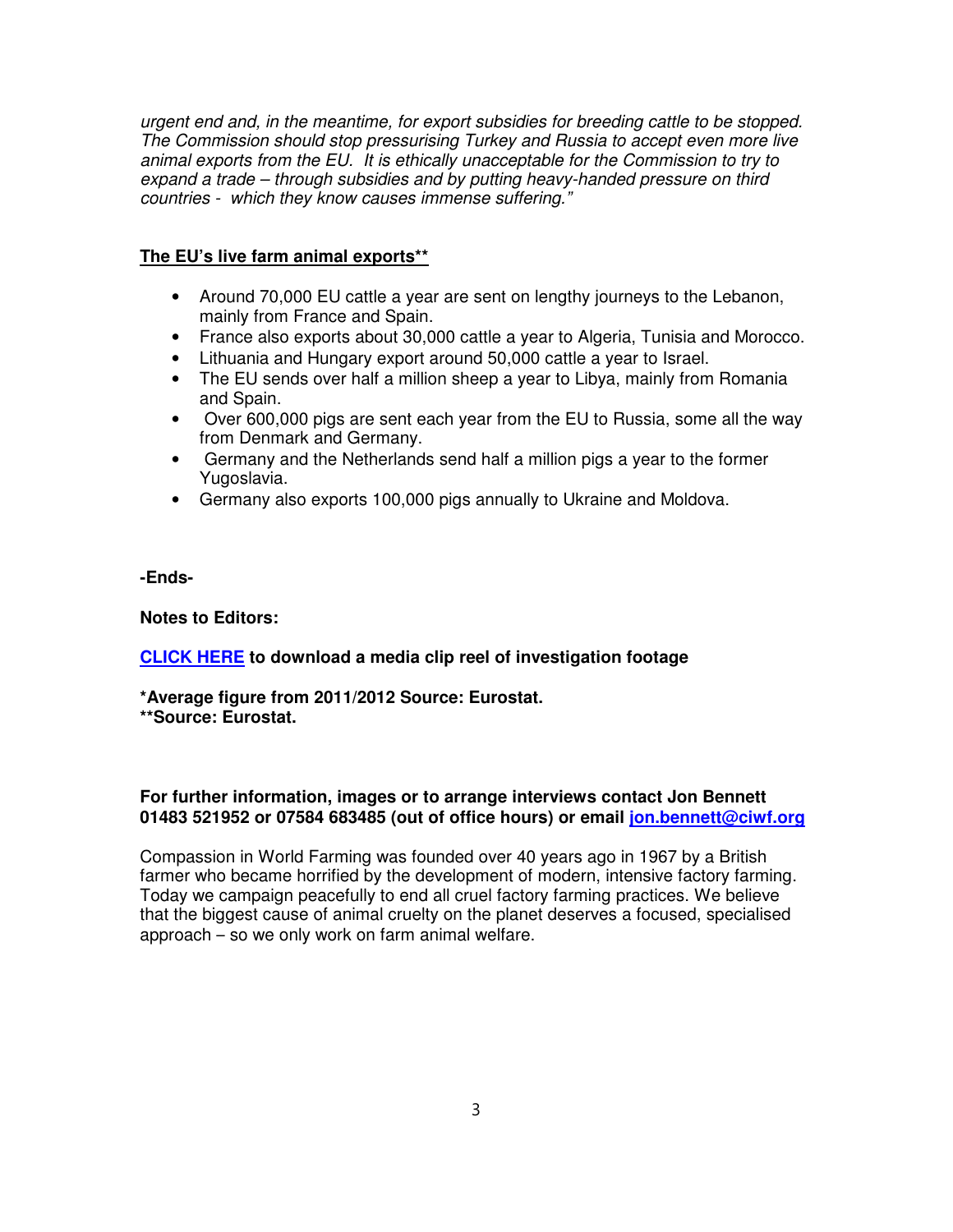*urgent end and, in the meantime, for export subsidies for breeding cattle to be stopped. The Commission should stop pressurising Turkey and Russia to accept even more live animal exports from the EU. It is ethically unacceptable for the Commission to try to expand a trade – through subsidies and by putting heavy-handed pressure on third countries - which they know causes immense suffering."*

**The EU's live farm animal exports****

- Around 70,000 EU cattle a year are sent on lengthy journeys to the Lebanon, mainly from France and Spain.
- France also exports about 30,000 cattle a year to Algeria, Tunisia and Morocco.
- Lithuania and Hungary export around 50,000 cattle a year to Israel.
- The EU sends over half a million sheep a year to Libya, mainly from Romania and Spain.
- Over 600,000 pigs are sent each year from the EU to Russia, some all the way from Denmark and Germany.
- Germany and the Netherlands send half a million pigs a year to the former Yugoslavia.
- Germany also exports 100,000 pigs annually to Ukraine and Moldova.

**-Ends-**

**Notes to Editors:**

**CLICK HERE to download a media clip reel of investigation footage**

**\*Average figure from 2011/2012 Source: Eurostat.**
**\*\*Source: Eurostat.**

**For further information, images or to arrange interviews contact Jon Bennett 01483 521952 or 07584 683485 (out of office hours) or email jon.bennett@ciwf.org**

Compassion in World Farming was founded over 40 years ago in 1967 by a British farmer who became horrified by the development of modern, intensive factory farming. Today we campaign peacefully to end all cruel factory farming practices. We believe that the biggest cause of animal cruelty on the planet deserves a focused, specialised approach – so we only work on farm animal welfare.